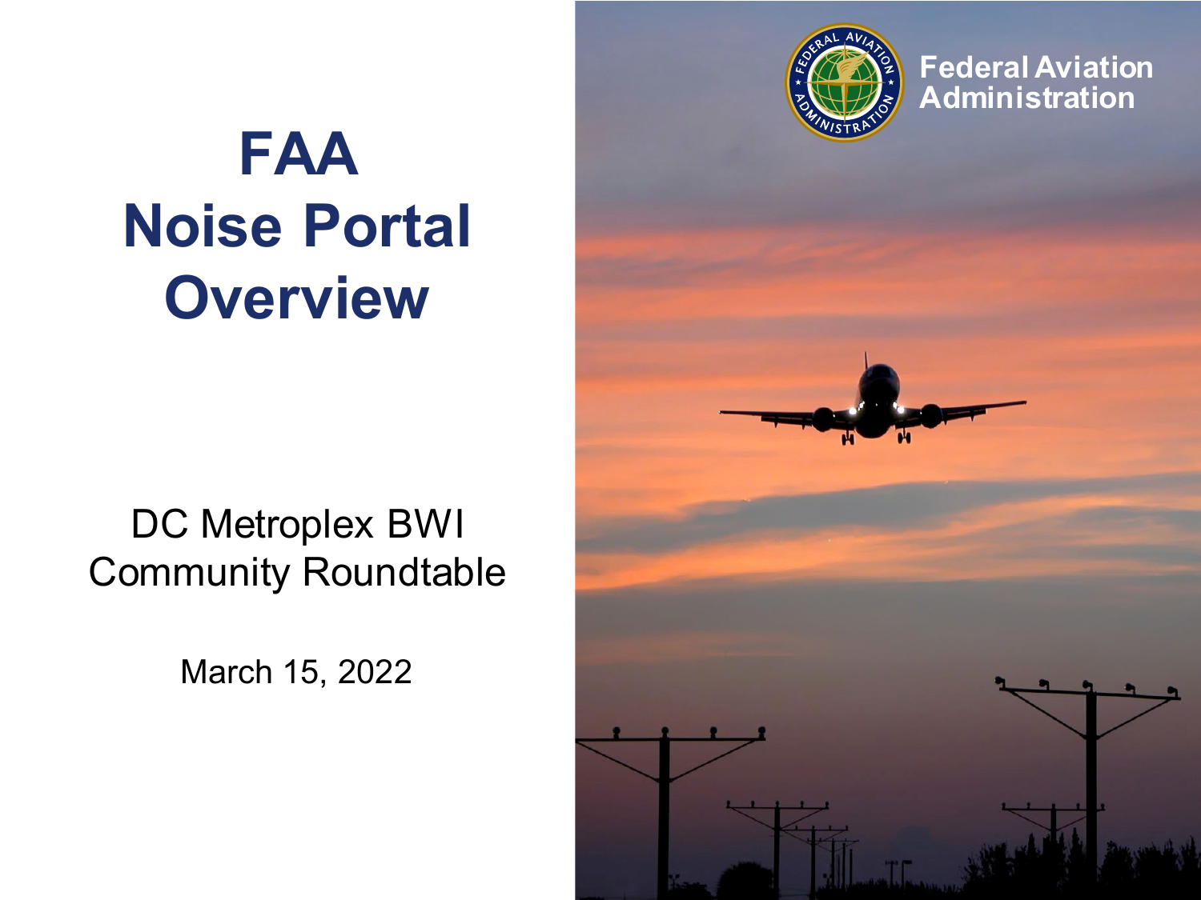# FAA Noise Portal Overview

Federal Aviation Administration

DC Metroplex BWI Community Roundtable

March 15, 2022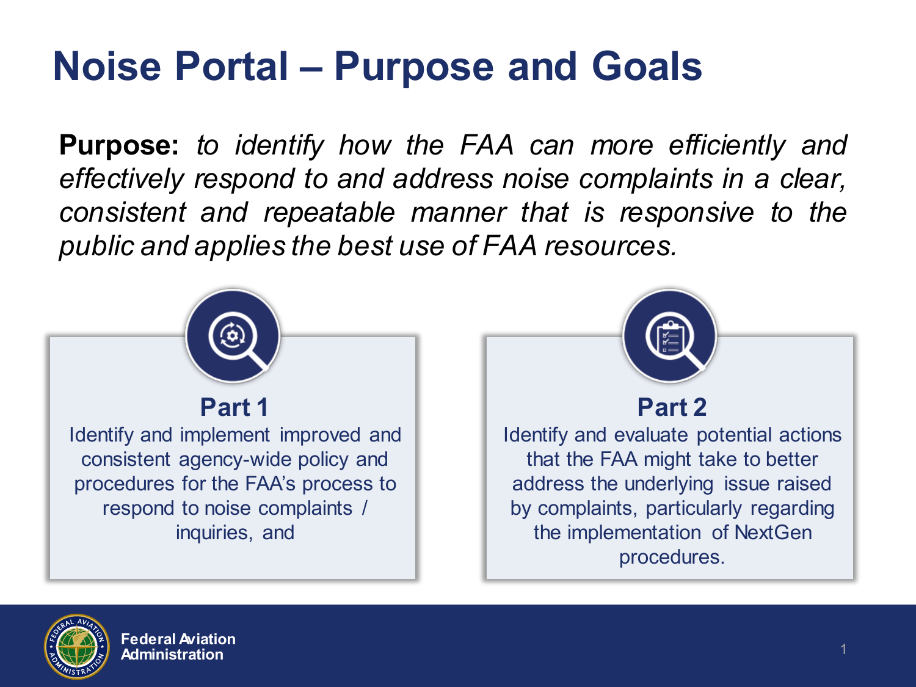# Noise Portal – Purpose and Goals

**Purpose:** *to identify how the FAA can more efficiently and effectively respond to and address noise complaints in a clear, consistent and repeatable manner that is responsive to the public and applies the best use of FAA resources.*

## Part 1

Identify and implement improved and consistent agency-wide policy and procedures for the FAA's process to respond to noise complaints / inquiries, and

## Part 2

Identify and evaluate potential actions that the FAA might take to better address the underlying issue raised by complaints, particularly regarding the implementation of NextGen procedures.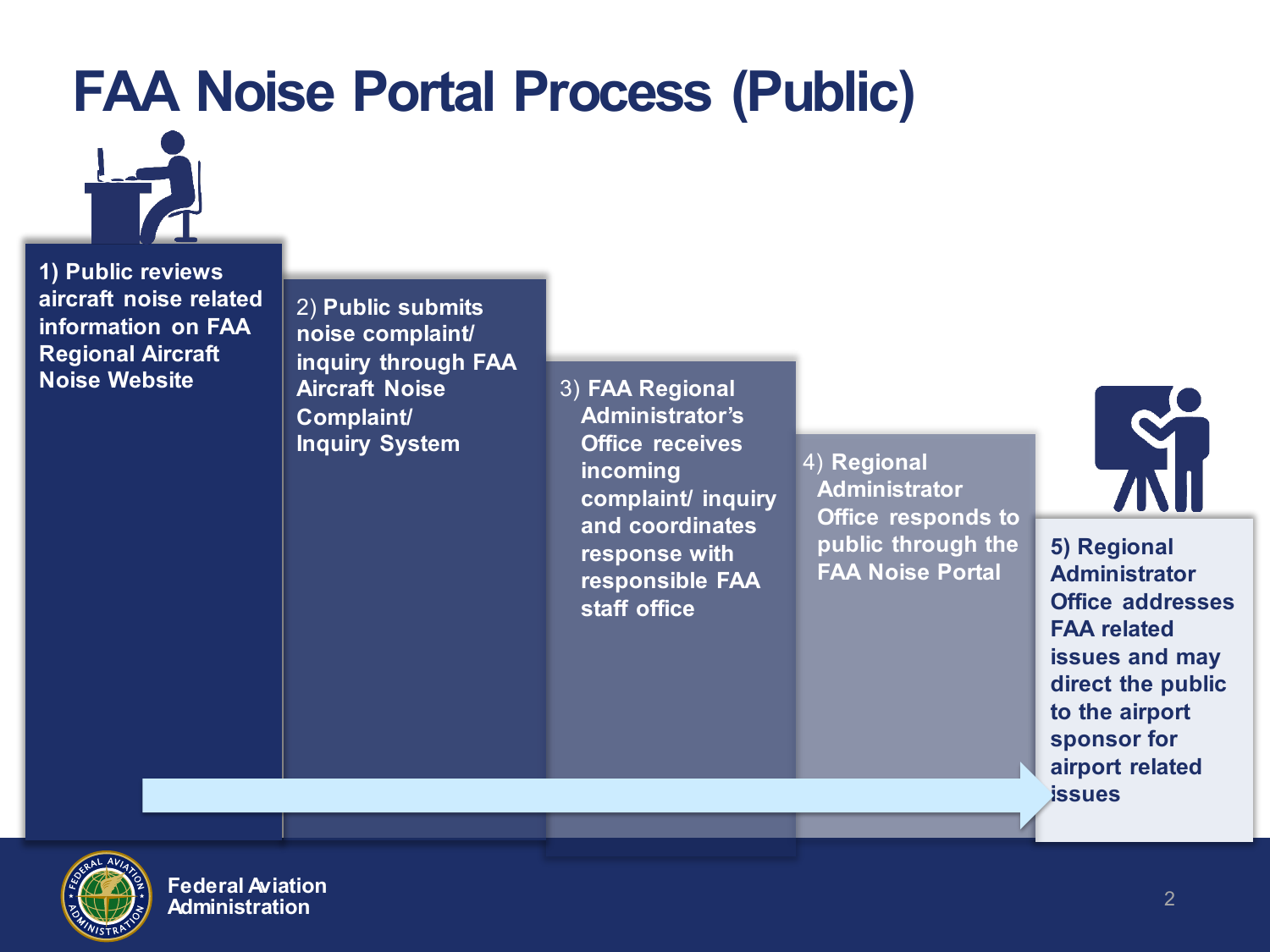# FAA Noise Portal Process (Public)

1) **Public reviews aircraft noise related information on FAA Regional Aircraft Noise Website**

2) **Public submits noise complaint/ inquiry through FAA Aircraft Noise Complaint/ Inquiry System**

3) **FAA Regional Administrator's Office receives incoming complaint/ inquiry and coordinates response with responsible FAA staff office**

4) **Regional Administrator Office responds to public through the FAA Noise Portal**

5) **Regional Administrator Office addresses FAA related issues and may direct the public to the airport sponsor for airport related issues**

Federal Aviation Administration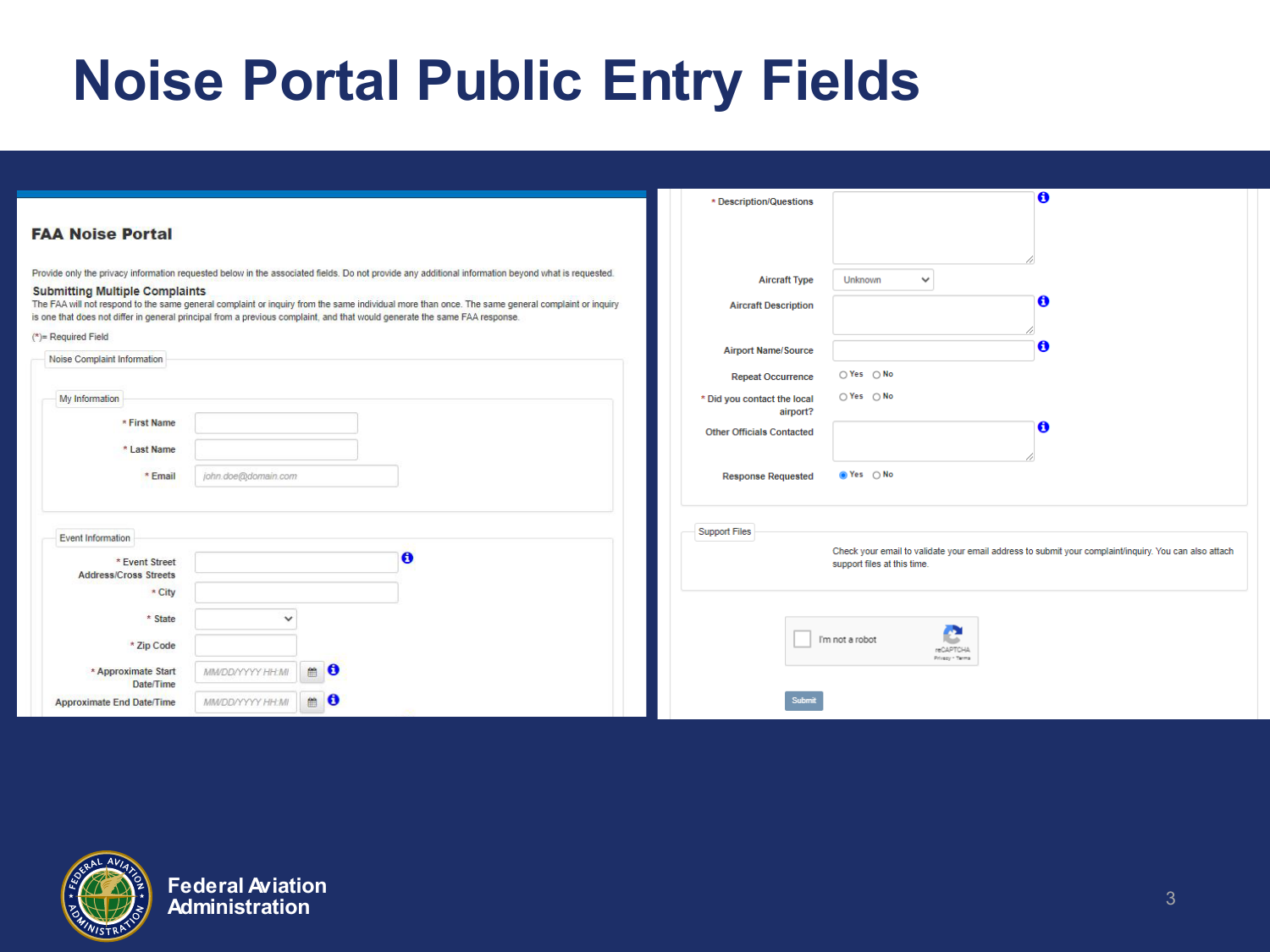# Noise Portal Public Entry Fields

## FAA Noise Portal

Provide only the privacy information requested below in the associated fields. Do not provide any additional information beyond what is requested.

**Submitting Multiple Complaints**

The FAA will not respond to the same general complaint or inquiry from the same individual more than once. The same general complaint or inquiry is one that does not differ in general principal from a previous complaint, and that would generate the same FAA response.

(*)= Required Field

Noise Complaint Information

My Information

- * First Name
- * Last Name
- * Email (john.doe@domain.com)

Event Information

- * Event Street Address/Cross Streets
- * City
- * State
- * Zip Code
- * Approximate Start Date/Time (MM/DD/YYYY HH:MI)
- Approximate End Date/Time (MM/DD/YYYY HH:MI)
- * Description/Questions
- Aircraft Type (Unknown)
- Aircraft Description
- Airport Name/Source
- Repeat Occurrence: Yes / No
- * Did you contact the local airport?: Yes / No
- Other Officials Contacted
- Response Requested: Yes / No

Support Files

Check your email to validate your email address to submit your complaint/inquiry. You can also attach support files at this time.

I'm not a robot

Submit

Federal Aviation Administration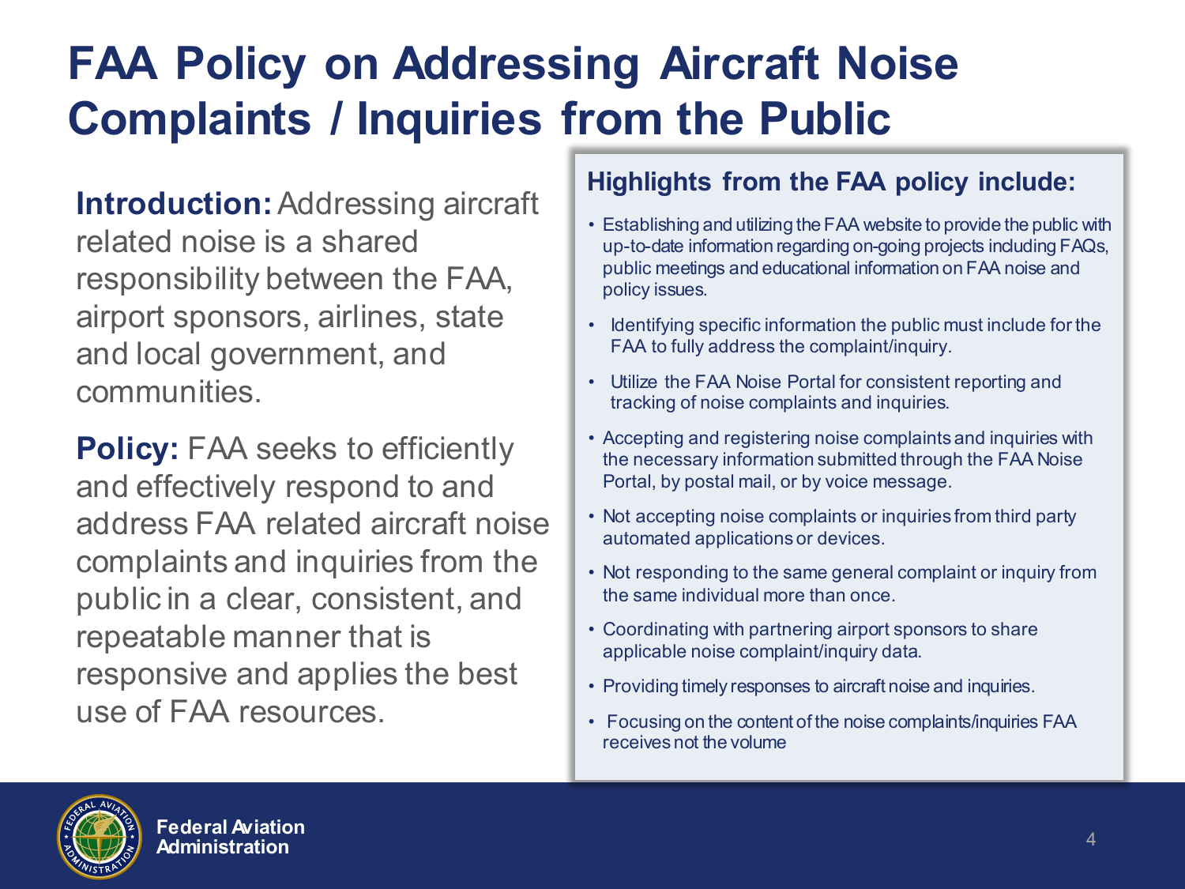# FAA Policy on Addressing Aircraft Noise Complaints / Inquiries from the Public

**Introduction:** Addressing aircraft related noise is a shared responsibility between the FAA, airport sponsors, airlines, state and local government, and communities.

**Policy:** FAA seeks to efficiently and effectively respond to and address FAA related aircraft noise complaints and inquiries from the public in a clear, consistent, and repeatable manner that is responsive and applies the best use of FAA resources.

## Highlights from the FAA policy include:

- Establishing and utilizing the FAA website to provide the public with up-to-date information regarding on-going projects including FAQs, public meetings and educational information on FAA noise and policy issues.
- Identifying specific information the public must include for the FAA to fully address the complaint/inquiry.
- Utilize the FAA Noise Portal for consistent reporting and tracking of noise complaints and inquiries.
- Accepting and registering noise complaints and inquiries with the necessary information submitted through the FAA Noise Portal, by postal mail, or by voice message.
- Not accepting noise complaints or inquiries from third party automated applications or devices.
- Not responding to the same general complaint or inquiry from the same individual more than once.
- Coordinating with partnering airport sponsors to share applicable noise complaint/inquiry data.
- Providing timely responses to aircraft noise and inquiries.
- Focusing on the content of the noise complaints/inquiries FAA receives not the volume

Federal Aviation Administration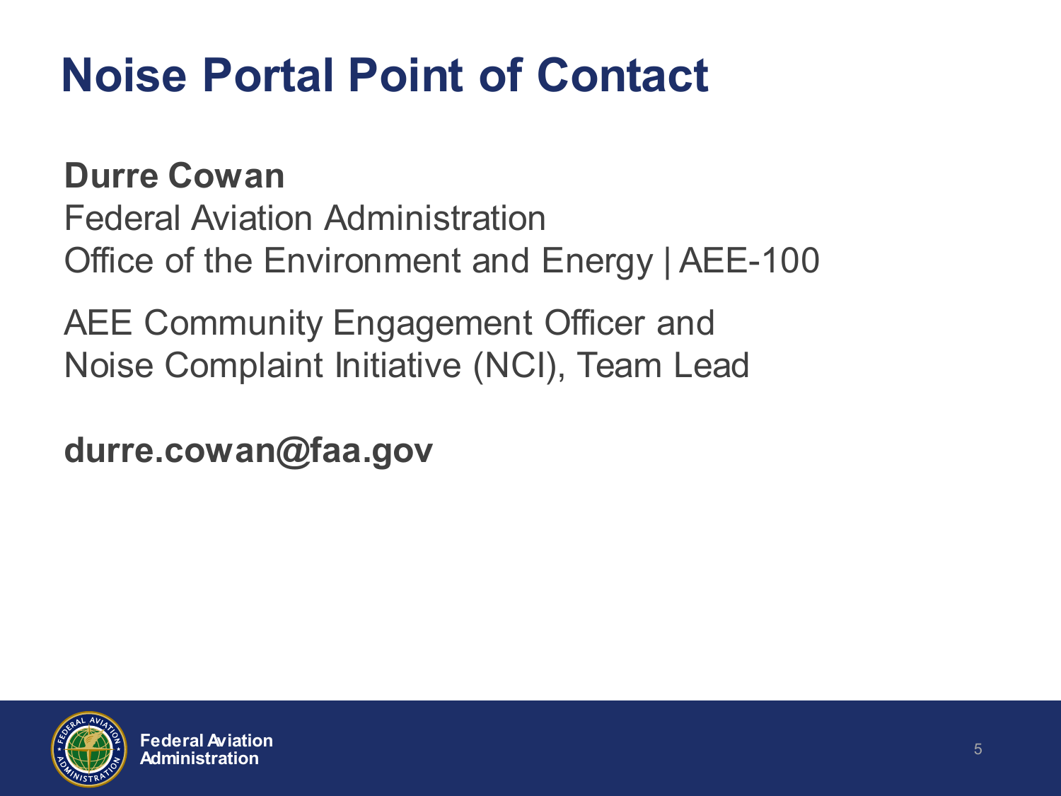# Noise Portal Point of Contact

**Durre Cowan**
Federal Aviation Administration
Office of the Environment and Energy | AEE-100

AEE Community Engagement Officer and
Noise Complaint Initiative (NCI), Team Lead

**durre.cowan@faa.gov**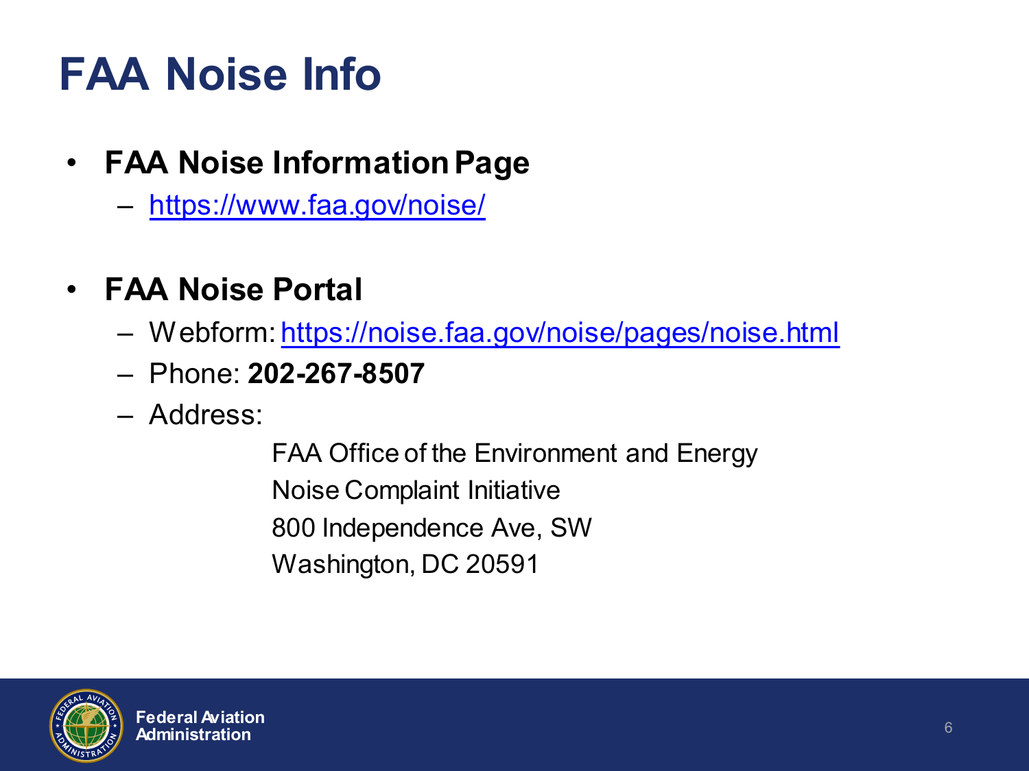# FAA Noise Info

- **FAA Noise Information Page**
  - https://www.faa.gov/noise/

- **FAA Noise Portal**
  - Webform: https://noise.faa.gov/noise/pages/noise.html
  - Phone: **202-267-8507**
  - Address:

    FAA Office of the Environment and Energy
    Noise Complaint Initiative
    800 Independence Ave, SW
    Washington, DC 20591

Federal Aviation Administration